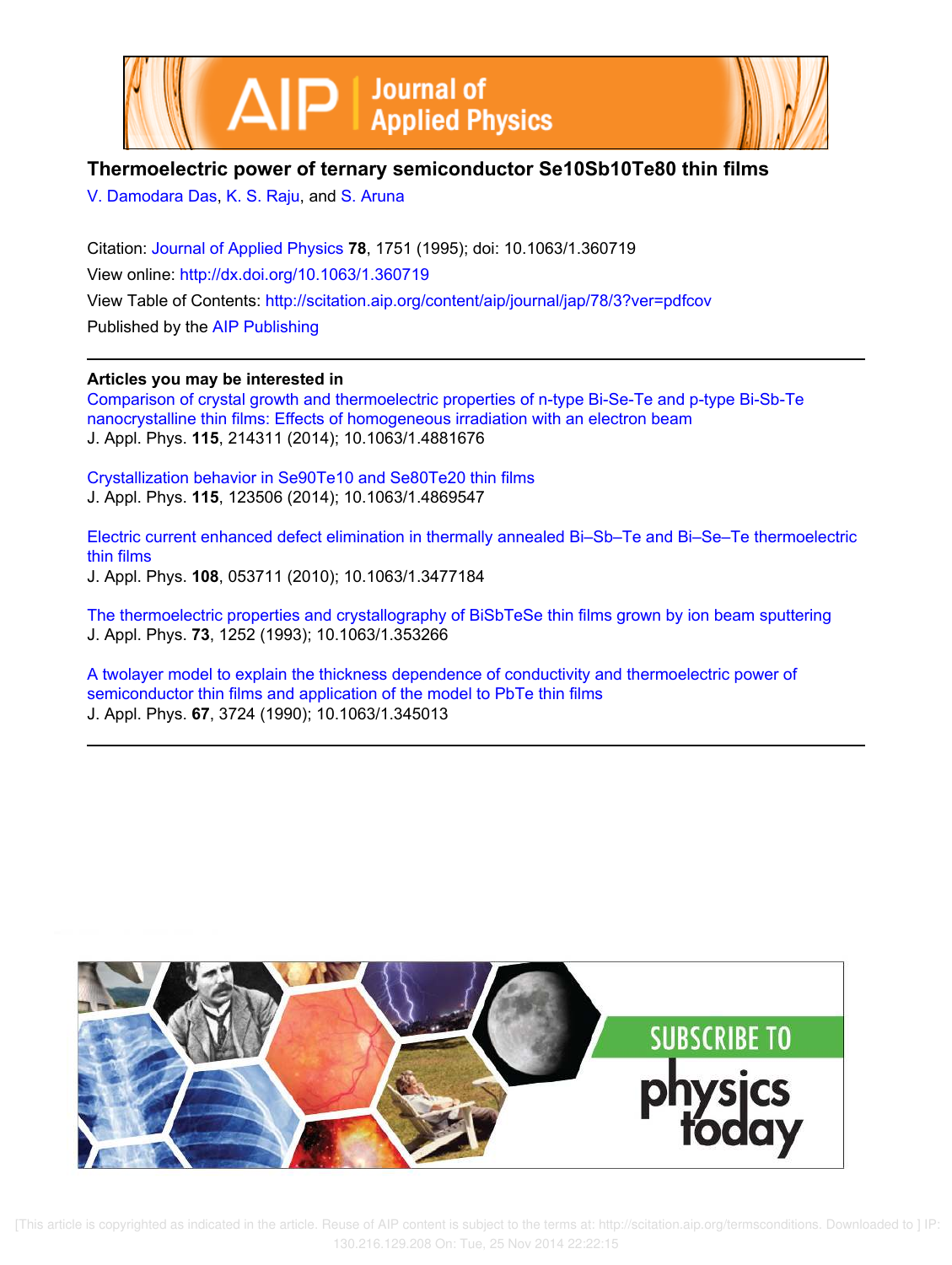# Thermoelectric power of ternary semiconductor Se10Sb10Te80 thin films

V. Damodara Das, K. S. Raju, and S. Aruna

Citation: Journal of Applied Physics **78**, 1751 (1995); doi: 10.1063/1.360719

View online: http://dx.doi.org/10.1063/1.360719

View Table of Contents: http://scitation.aip.org/content/aip/journal/jap/78/3?ver=pdfcov

Published by the AIP Publishing

**Articles you may be interested in**

Comparison of crystal growth and thermoelectric properties of n-type Bi-Se-Te and p-type Bi-Sb-Te nanocrystalline thin films: Effects of homogeneous irradiation with an electron beam
J. Appl. Phys. **115**, 214311 (2014); 10.1063/1.4881676

Crystallization behavior in Se90Te10 and Se80Te20 thin films
J. Appl. Phys. **115**, 123506 (2014); 10.1063/1.4869547

Electric current enhanced defect elimination in thermally annealed Bi–Sb–Te and Bi–Se–Te thermoelectric thin films
J. Appl. Phys. **108**, 053711 (2010); 10.1063/1.3477184

The thermoelectric properties and crystallography of BiSbTeSe thin films grown by ion beam sputtering
J. Appl. Phys. **73**, 1252 (1993); 10.1063/1.353266

A twolayer model to explain the thickness dependence of conductivity and thermoelectric power of semiconductor thin films and application of the model to PbTe thin films
J. Appl. Phys. **67**, 3724 (1990); 10.1063/1.345013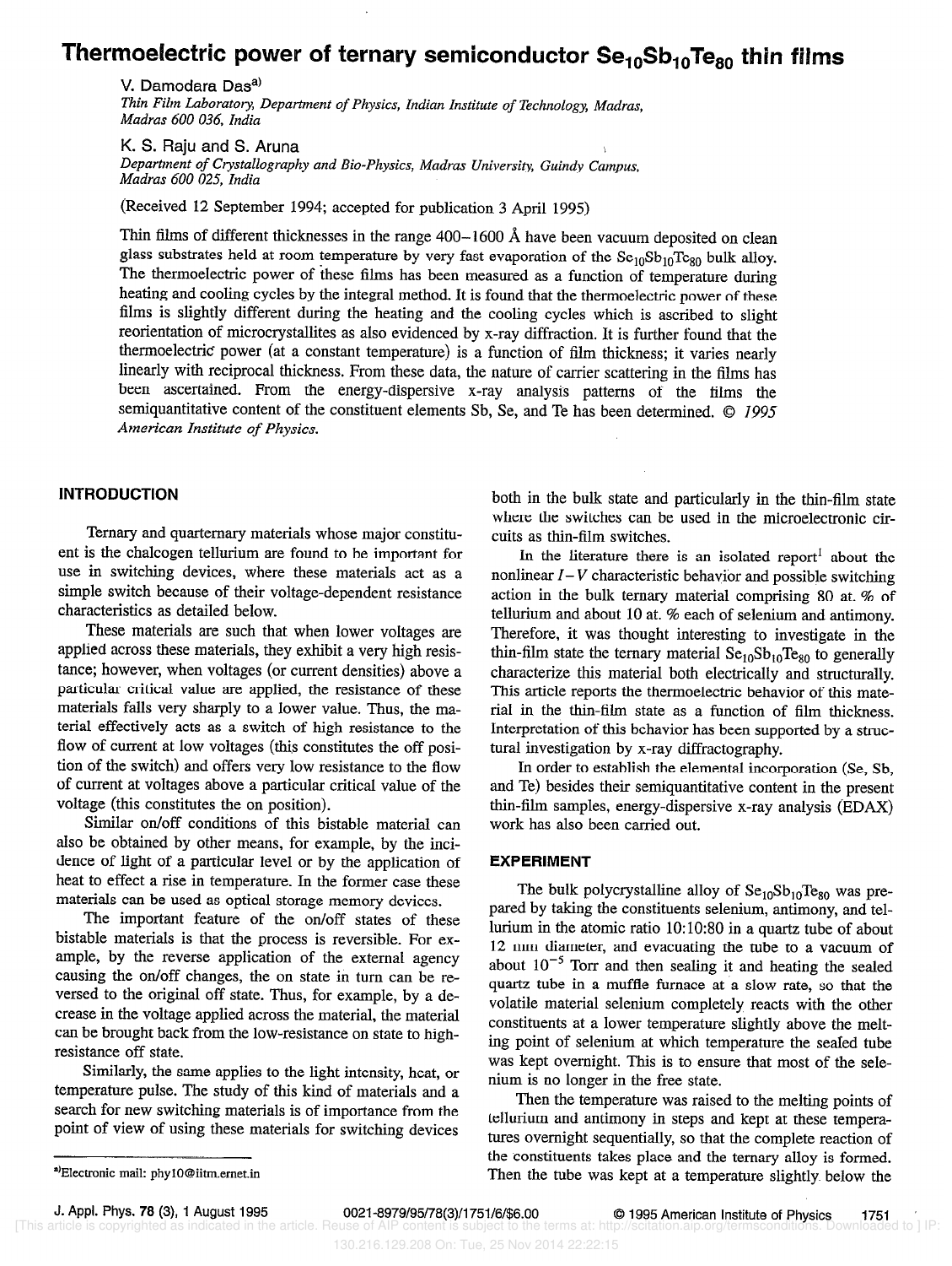# Thermoelectric power of ternary semiconductor $Se_{10}Sb_{10}Te_{80}$ thin films

V. Damodara Das[a)]

*Thin Film Laboratory, Department of Physics, Indian Institute of Technology, Madras, Madras 600 036, India*

K. S. Raju and S. Aruna

*Department of Crystallography and Bio-Physics, Madras University, Guindy Campus, Madras 600 025, India*

(Received 12 September 1994; accepted for publication 3 April 1995)

Thin films of different thicknesses in the range 400–1600 Å have been vacuum deposited on clean glass substrates held at room temperature by very fast evaporation of the $Se_{10}Sb_{10}Te_{80}$ bulk alloy. The thermoelectric power of these films has been measured as a function of temperature during heating and cooling cycles by the integral method. It is found that the thermoelectric power of these films is slightly different during the heating and the cooling cycles which is ascribed to slight reorientation of microcrystallites as also evidenced by x-ray diffraction. It is further found that the thermoelectric power (at a constant temperature) is a function of film thickness; it varies nearly linearly with reciprocal thickness. From these data, the nature of carrier scattering in the films has been ascertained. From the energy-dispersive x-ray analysis patterns of the films the semiquantitative content of the constituent elements Sb, Se, and Te has been determined. © *1995 American Institute of Physics.*

## INTRODUCTION

Ternary and quarternary materials whose major constituent is the chalcogen tellurium are found to be important for use in switching devices, where these materials act as a simple switch because of their voltage-dependent resistance characteristics as detailed below.

These materials are such that when lower voltages are applied across these materials, they exhibit a very high resistance; however, when voltages (or current densities) above a particular critical value are applied, the resistance of these materials falls very sharply to a lower value. Thus, the material effectively acts as a switch of high resistance to the flow of current at low voltages (this constitutes the off position of the switch) and offers very low resistance to the flow of current at voltages above a particular critical value of the voltage (this constitutes the on position).

Similar on/off conditions of this bistable material can also be obtained by other means, for example, by the incidence of light of a particular level or by the application of heat to effect a rise in temperature. In the former case these materials can be used as optical storage memory devices.

The important feature of the on/off states of these bistable materials is that the process is reversible. For example, by the reverse application of the external agency causing the on/off changes, the on state in turn can be reversed to the original off state. Thus, for example, by a decrease in the voltage applied across the material, the material can be brought back from the low-resistance on state to high-resistance off state.

Similarly, the same applies to the light intensity, heat, or temperature pulse. The study of this kind of materials and a search for new switching materials is of importance from the point of view of using these materials for switching devices both in the bulk state and particularly in the thin-film state where the switches can be used in the microelectronic circuits as thin-film switches.

In the literature there is an isolated report[1] about the nonlinear $I-V$ characteristic behavior and possible switching action in the bulk ternary material comprising 80 at. % of tellurium and about 10 at. % each of selenium and antimony. Therefore, it was thought interesting to investigate in the thin-film state the ternary material $Se_{10}Sb_{10}Te_{80}$ to generally characterize this material both electrically and structurally. This article reports the thermoelectric behavior of this material in the thin-film state as a function of film thickness. Interpretation of this behavior has been supported by a structural investigation by x-ray diffractography.

In order to establish the elemental incorporation (Se, Sb, and Te) besides their semiquantitative content in the present thin-film samples, energy-dispersive x-ray analysis (EDAX) work has also been carried out.

## EXPERIMENT

The bulk polycrystalline alloy of $Se_{10}Sb_{10}Te_{80}$ was prepared by taking the constituents selenium, antimony, and tellurium in the atomic ratio 10:10:80 in a quartz tube of about 12 mm diameter, and evacuating the tube to a vacuum of about $10^{-5}$ Torr and then sealing it and heating the sealed quartz tube in a muffle furnace at a slow rate, so that the volatile material selenium completely reacts with the other constituents at a lower temperature slightly above the melting point of selenium at which temperature the sealed tube was kept overnight. This is to ensure that most of the selenium is no longer in the free state.

Then the temperature was raised to the melting points of tellurium and antimony in steps and kept at these temperatures overnight sequentially, so that the complete reaction of the constituents takes place and the ternary alloy is formed. Then the tube was kept at a temperature slightly below the

a)Electronic mail: phy10@iitm.ernet.in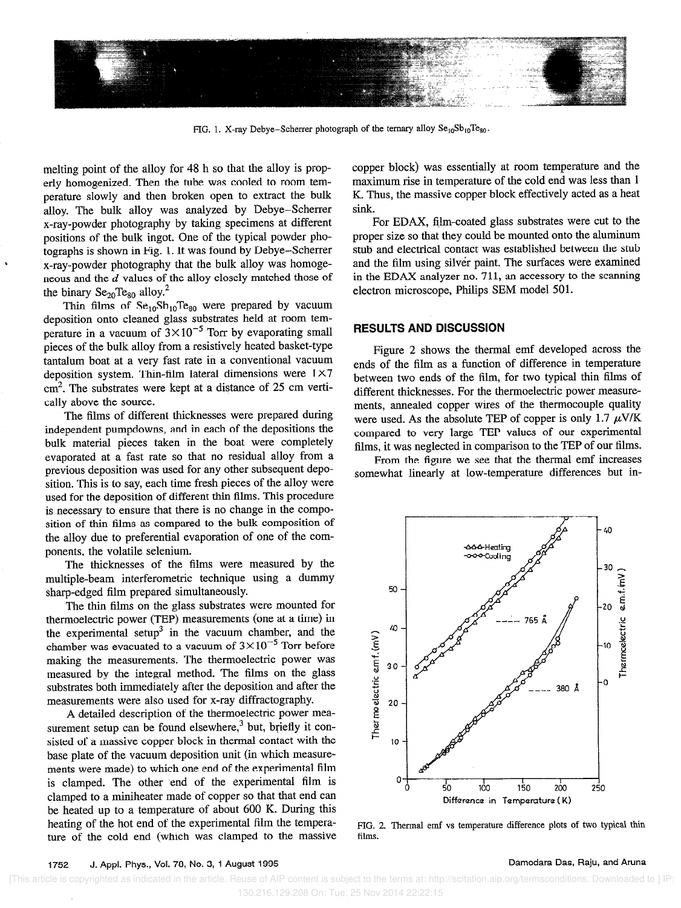FIG. 1. X-ray Debye–Scherrer photograph of the ternary alloy $Se_{10}Sb_{10}Te_{80}$.

melting point of the alloy for 48 h so that the alloy is properly homogenized. Then the tube was cooled to room temperature slowly and then broken open to extract the bulk alloy. The bulk alloy was analyzed by Debye–Scherrer x-ray-powder photography by taking specimens at different positions of the bulk ingot. One of the typical powder photographs is shown in Fig. 1. It was found by Debye–Scherrer x-ray-powder photography that the bulk alloy was homogeneous and the $d$ values of the alloy closely matched those of the binary $Se_{20}Te_{80}$ alloy.[2]

Thin films of $Se_{10}Sb_{10}Te_{80}$ were prepared by vacuum deposition onto cleaned glass substrates held at room temperature in a vacuum of $3\times10^{-5}$ Torr by evaporating small pieces of the bulk alloy from a resistively heated basket-type tantalum boat at a very fast rate in a conventional vacuum deposition system. Thin-film lateral dimensions were $1\times7$ cm$^2$. The substrates were kept at a distance of 25 cm vertically above the source.

The films of different thicknesses were prepared during independent pumpdowns, and in each of the depositions the bulk material pieces taken in the boat were completely evaporated at a fast rate so that no residual alloy from a previous deposition was used for any other subsequent deposition. This is to say, each time fresh pieces of the alloy were used for the deposition of different thin films. This procedure is necessary to ensure that there is no change in the composition of thin films as compared to the bulk composition of the alloy due to preferential evaporation of one of the components, the volatile selenium.

The thicknesses of the films were measured by the multiple-beam interferometric technique using a dummy sharp-edged film prepared simultaneously.

The thin films on the glass substrates were mounted for thermoelectric power (TEP) measurements (one at a time) in the experimental setup[3] in the vacuum chamber, and the chamber was evacuated to a vacuum of $3\times10^{-5}$ Torr before making the measurements. The thermoelectric power was measured by the integral method. The films on the glass substrates both immediately after the deposition and after the measurements were also used for x-ray diffractography.

A detailed description of the thermoelectric power measurement setup can be found elsewhere,[3] but, briefly it consisted of a massive copper block in thermal contact with the base plate of the vacuum deposition unit (in which measurements were made) to which one end of the experimental film is clamped. The other end of the experimental film is clamped to a miniheater made of copper so that that end can be heated up to a temperature of about 600 K. During this heating of the hot end of the experimental film the temperature of the cold end (which was clamped to the massive copper block) was essentially at room temperature and the maximum rise in temperature of the cold end was less than 1 K. Thus, the massive copper block effectively acted as a heat sink.

For EDAX, film-coated glass substrates were cut to the proper size so that they could be mounted onto the aluminum stub and electrical contact was established between the stub and the film using silver paint. The surfaces were examined in the EDAX analyzer no. 711, an accessory to the scanning electron microscope, Philips SEM model 501.

## RESULTS AND DISCUSSION

Figure 2 shows the thermal emf developed across the ends of the film as a function of difference in temperature between two ends of the film, for two typical thin films of different thicknesses. For the thermoelectric power measurements, annealed copper wires of the thermocouple quality were used. As the absolute TEP of copper is only 1.7 $\mu$V/K compared to very large TEP values of our experimental films, it was neglected in comparison to the TEP of our films.

From the figure we see that the thermal emf increases somewhat linearly at low-temperature differences but in-

FIG. 2. Thermal emf vs temperature difference plots of two typical thin films.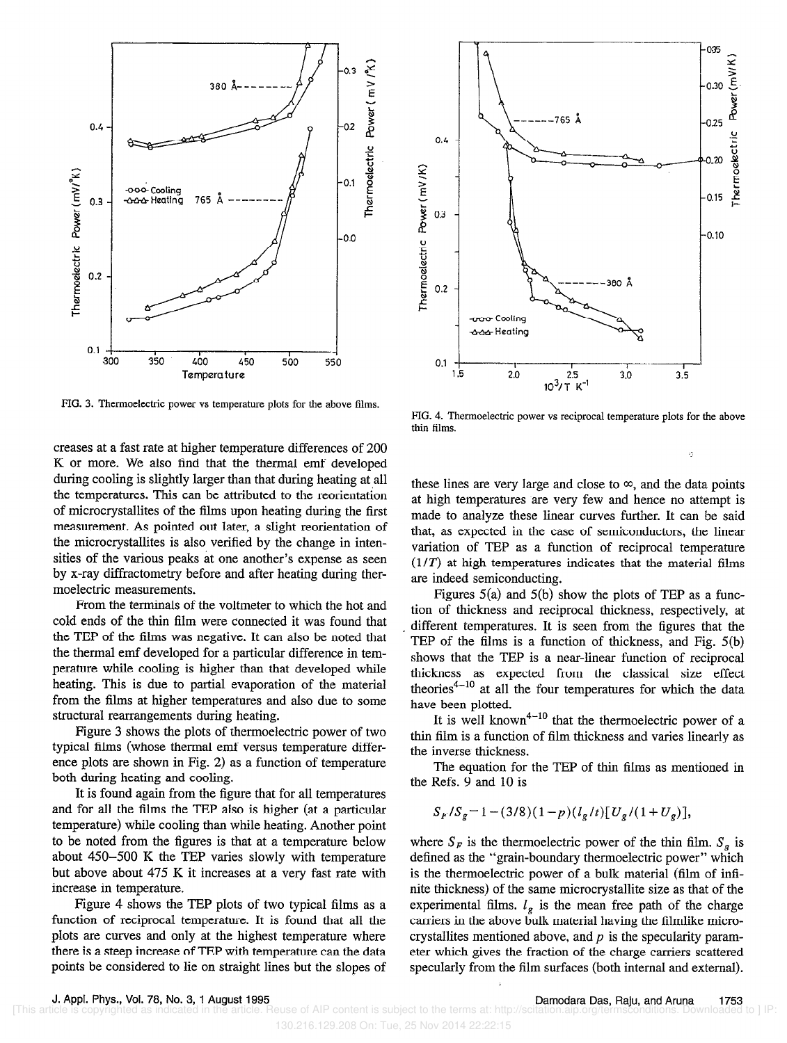FIG. 3. Thermoelectric power vs temperature plots for the above films.

FIG. 4. Thermoelectric power vs reciprocal temperature plots for the above thin films.

creases at a fast rate at higher temperature differences of 200 K or more. We also find that the thermal emf developed during cooling is slightly larger than that during heating at all the temperatures. This can be attributed to the reorientation of microcrystallites of the films upon heating during the first measurement. As pointed out later, a slight reorientation of the microcrystallites is also verified by the change in intensities of the various peaks at one another's expense as seen by x-ray diffractometry before and after heating during thermoelectric measurements.

From the terminals of the voltmeter to which the hot and cold ends of the thin film were connected it was found that the TEP of the films was negative. It can also be noted that the thermal emf developed for a particular difference in temperature while cooling is higher than that developed while heating. This is due to partial evaporation of the material from the films at higher temperatures and also due to some structural rearrangements during heating.

Figure 3 shows the plots of thermoelectric power of two typical films (whose thermal emf versus temperature difference plots are shown in Fig. 2) as a function of temperature both during heating and cooling.

It is found again from the figure that for all temperatures and for all the films the TEP also is higher (at a particular temperature) while cooling than while heating. Another point to be noted from the figures is that at a temperature below about 450–500 K the TEP varies slowly with temperature but above about 475 K it increases at a very fast rate with increase in temperature.

Figure 4 shows the TEP plots of two typical films as a function of reciprocal temperature. It is found that all the plots are curves and only at the highest temperature where there is a steep increase of TEP with temperature can the data points be considered to lie on straight lines but the slopes of these lines are very large and close to $\infty$, and the data points at high temperatures are very few and hence no attempt is made to analyze these linear curves further. It can be said that, as expected in the case of semiconductors, the linear variation of TEP as a function of reciprocal temperature $(1/T)$ at high temperatures indicates that the material films are indeed semiconducting.

Figures 5(a) and 5(b) show the plots of TEP as a function of thickness and reciprocal thickness, respectively, at different temperatures. It is seen from the figures that the TEP of the films is a function of thickness, and Fig. 5(b) shows that the TEP is a near-linear function of reciprocal thickness as expected from the classical size effect theories[4–10] at all the four temperatures for which the data have been plotted.

It is well known[4–10] that the thermoelectric power of a thin film is a function of film thickness and varies linearly as the inverse thickness.

The equation for the TEP of thin films as mentioned in the Refs. 9 and 10 is

$$S_F/S_g - 1 - (3/8)(1-p)(l_g/t)[U_g/(1+U_g)],$$

where $S_F$ is the thermoelectric power of the thin film. $S_g$ is defined as the "grain-boundary thermoelectric power" which is the thermoelectric power of a bulk material (film of infinite thickness) of the same microcrystallite size as that of the experimental films. $l_g$ is the mean free path of the charge carriers in the above bulk material having the filmlike microcrystallites mentioned above, and $p$ is the specularity parameter which gives the fraction of the charge carriers scattered specularly from the film surfaces (both internal and external).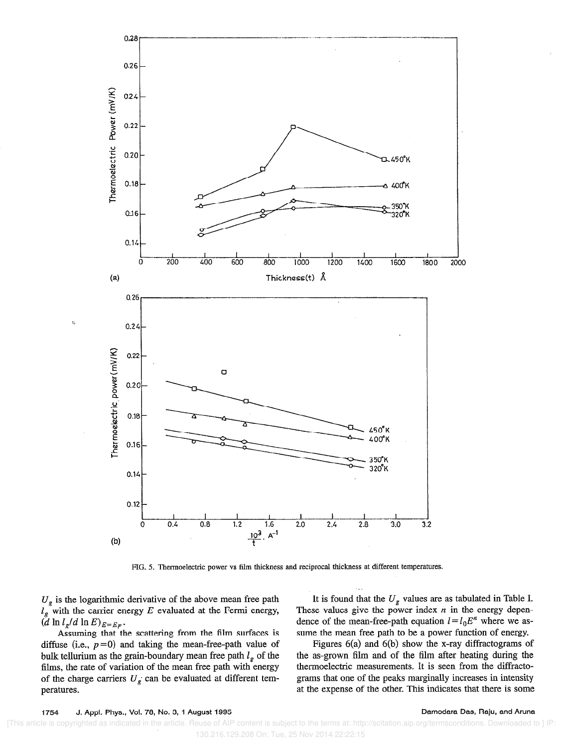FIG. 5. Thermoelectric power vs film thickness and reciprocal thickness at different temperatures.

$U_g$ is the logarithmic derivative of the above mean free path $l_g$ with the carrier energy $E$ evaluated at the Fermi energy, $(d \ln l_g / d \ln E)_{E=E_F}$.

Assuming that the scattering from the film surfaces is diffuse (i.e., $p=0$) and taking the mean-free-path value of bulk tellurium as the grain-boundary mean free path $l_g$ of the films, the rate of variation of the mean free path with energy of the charge carriers $U_g$ can be evaluated at different temperatures.

It is found that the $U_g$ values are as tabulated in Table I. These values give the power index $n$ in the energy dependence of the mean-free-path equation $l = l_0 E^n$ where we assume the mean free path to be a power function of energy.

Figures 6(a) and 6(b) show the x-ray diffractograms of the as-grown film and of the film after heating during the thermoelectric measurements. It is seen from the diffractograms that one of the peaks marginally increases in intensity at the expense of the other. This indicates that there is some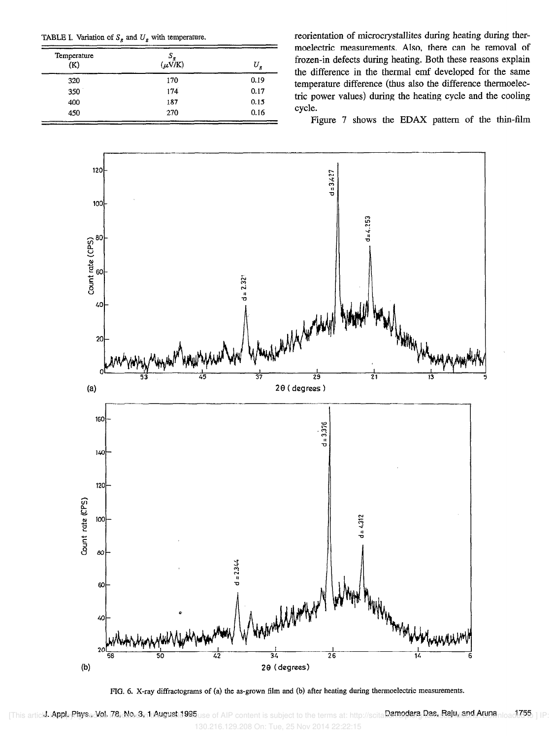TABLE I. Variation of $S_g$ and $U_g$ with temperature.

| Temperature (K) | $S_g$ ($\mu$V/K) | $U_g$ |
|---|---|---|
| 320 | 170 | 0.19 |
| 350 | 174 | 0.17 |
| 400 | 187 | 0.15 |
| 450 | 270 | 0.16 |

reorientation of microcrystallites during heating during thermoelectric measurements. Also, there can be removal of frozen-in defects during heating. Both these reasons explain the difference in the thermal emf developed for the same temperature difference (thus also the difference thermoelectric power values) during the heating cycle and the cooling cycle.

Figure 7 shows the EDAX pattern of the thin-film

FIG. 6. X-ray diffractograms of (a) the as-grown film and (b) after heating during thermoelectric measurements.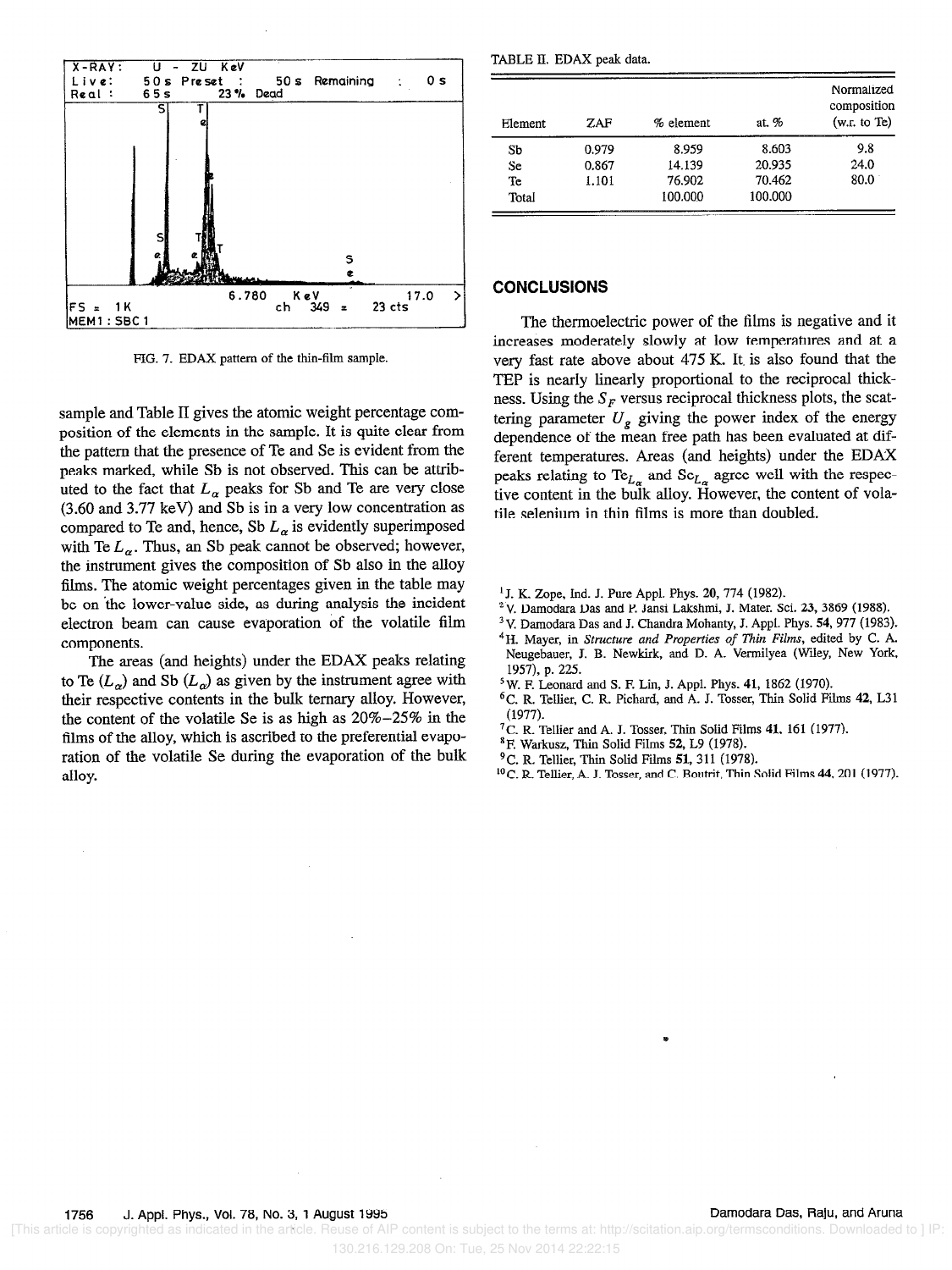X-RAY: 0 - 20 KeV
Live: 50s Preset: 50s Remaining: 0s
Real: 65s 23% Dead

S e
T e
S e
T e
T
S e

6.780 KeV 17.0 >
FS = 1K ch 349 = 23 cts
MEM1: SBC1

FIG. 7. EDAX pattern of the thin-film sample.

sample and Table II gives the atomic weight percentage composition of the elements in the sample. It is quite clear from the pattern that the presence of Te and Se is evident from the peaks marked, while Sb is not observed. This can be attributed to the fact that $L_\alpha$ peaks for Sb and Te are very close (3.60 and 3.77 keV) and Sb is in a very low concentration as compared to Te and, hence, Sb $L_\alpha$ is evidently superimposed with Te $L_\alpha$. Thus, an Sb peak cannot be observed; however, the instrument gives the composition of Sb also in the alloy films. The atomic weight percentages given in the table may be on the lower-value side, as during analysis the incident electron beam can cause evaporation of the volatile film components.

The areas (and heights) under the EDAX peaks relating to Te ($L_\alpha$) and Sb ($L_\alpha$) as given by the instrument agree with their respective contents in the bulk ternary alloy. However, the content of the volatile Se is as high as 20%–25% in the films of the alloy, which is ascribed to the preferential evaporation of the volatile Se during the evaporation of the bulk alloy.

TABLE II. EDAX peak data.

| Element | ZAF | % element | at. % | Normalized composition (w.r. to Te) |
|---|---|---|---|---|
| Sb | 0.979 | 8.959 | 8.603 | 9.8 |
| Se | 0.867 | 14.139 | 20.935 | 24.0 |
| Te | 1.101 | 76.902 | 70.462 | 80.0 |
| Total | | 100.000 | 100.000 | |

## CONCLUSIONS

The thermoelectric power of the films is negative and it increases moderately slowly at low temperatures and at a very fast rate above about 475 K. It is also found that the TEP is nearly linearly proportional to the reciprocal thickness. Using the $S_F$ versus reciprocal thickness plots, the scattering parameter $U_g$ giving the power index of the energy dependence of the mean free path has been evaluated at different temperatures. Areas (and heights) under the EDAX peaks relating to $\mathrm{Te}_{L_\alpha}$ and $\mathrm{Se}_{L_\alpha}$ agree well with the respective content in the bulk alloy. However, the content of volatile selenium in thin films is more than doubled.

[1] J. K. Zope, Ind. J. Pure Appl. Phys. **20**, 774 (1982).
[2] V. Damodara Das and P. Jansi Lakshmi, J. Mater. Sci. **23**, 3869 (1988).
[3] V. Damodara Das and J. Chandra Mohanty, J. Appl. Phys. **54**, 977 (1983).
[4] H. Mayer, in *Structure and Properties of Thin Films*, edited by C. A. Neugebauer, J. B. Newkirk, and D. A. Vermilyea (Wiley, New York, 1957), p. 225.
[5] W. F. Leonard and S. F. Lin, J. Appl. Phys. **41**, 1862 (1970).
[6] C. R. Tellier, C. R. Pichard, and A. J. Tosser, Thin Solid Films **42**, L31 (1977).
[7] C. R. Tellier and A. J. Tosser, Thin Solid Films **41**, 161 (1977).
[8] F. Warkusz, Thin Solid Films **52**, L9 (1978).
[9] C. R. Tellier, Thin Solid Films **51**, 311 (1978).
[10] C. R. Tellier, A. J. Tosser, and C. Boutrit, Thin Solid Films **44**, 201 (1977).